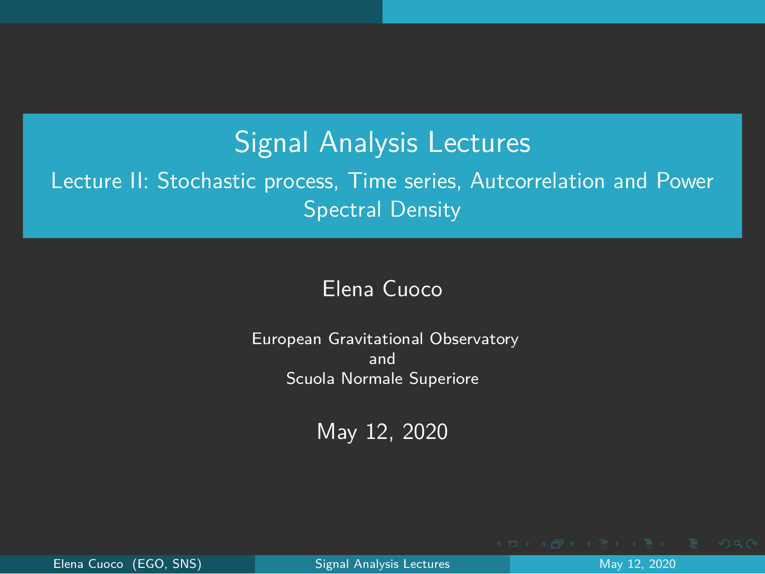# Signal Analysis Lectures

## Lecture II: Stochastic process, Time series, Autcorrelation and Power Spectral Density

Elena Cuoco

European Gravitational Observatory
and
Scuola Normale Superiore

May 12, 2020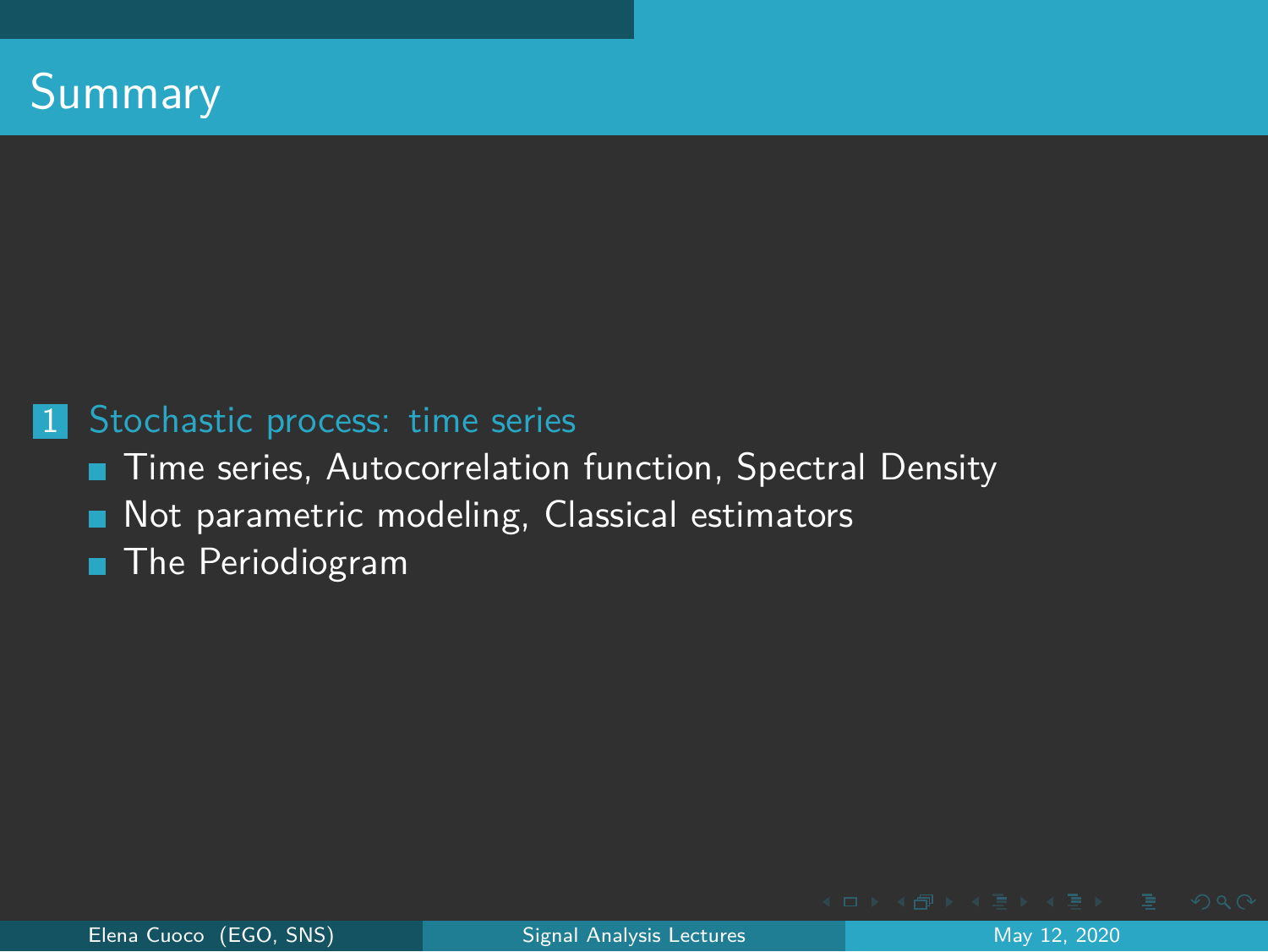# Summary

1. Stochastic process: time series
   - Time series, Autocorrelation function, Spectral Density
   - Not parametric modeling, Classical estimators
   - The Periodiogram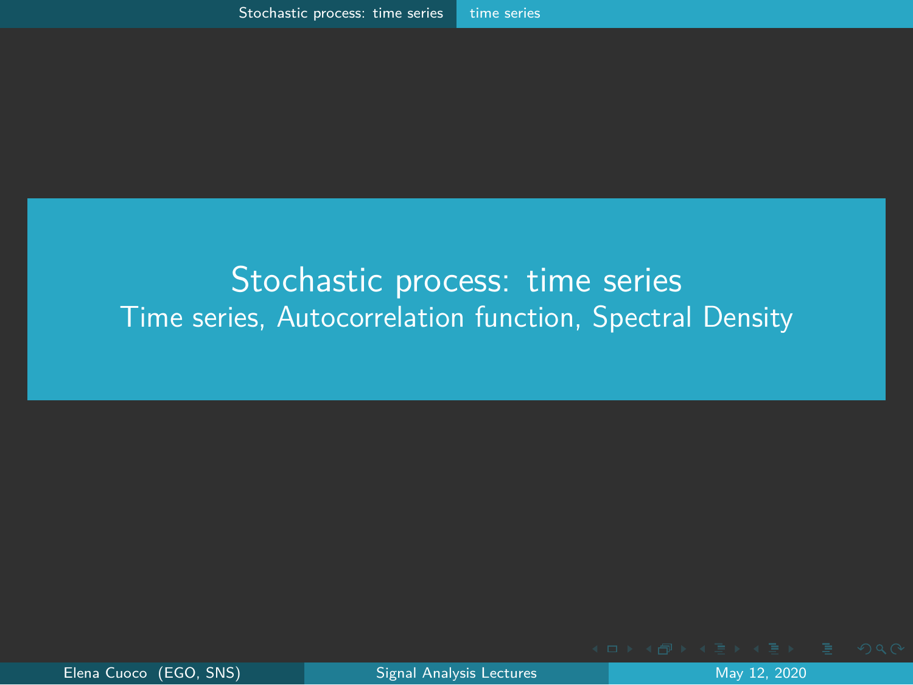# Stochastic process: time series

Time series, Autocorrelation function, Spectral Density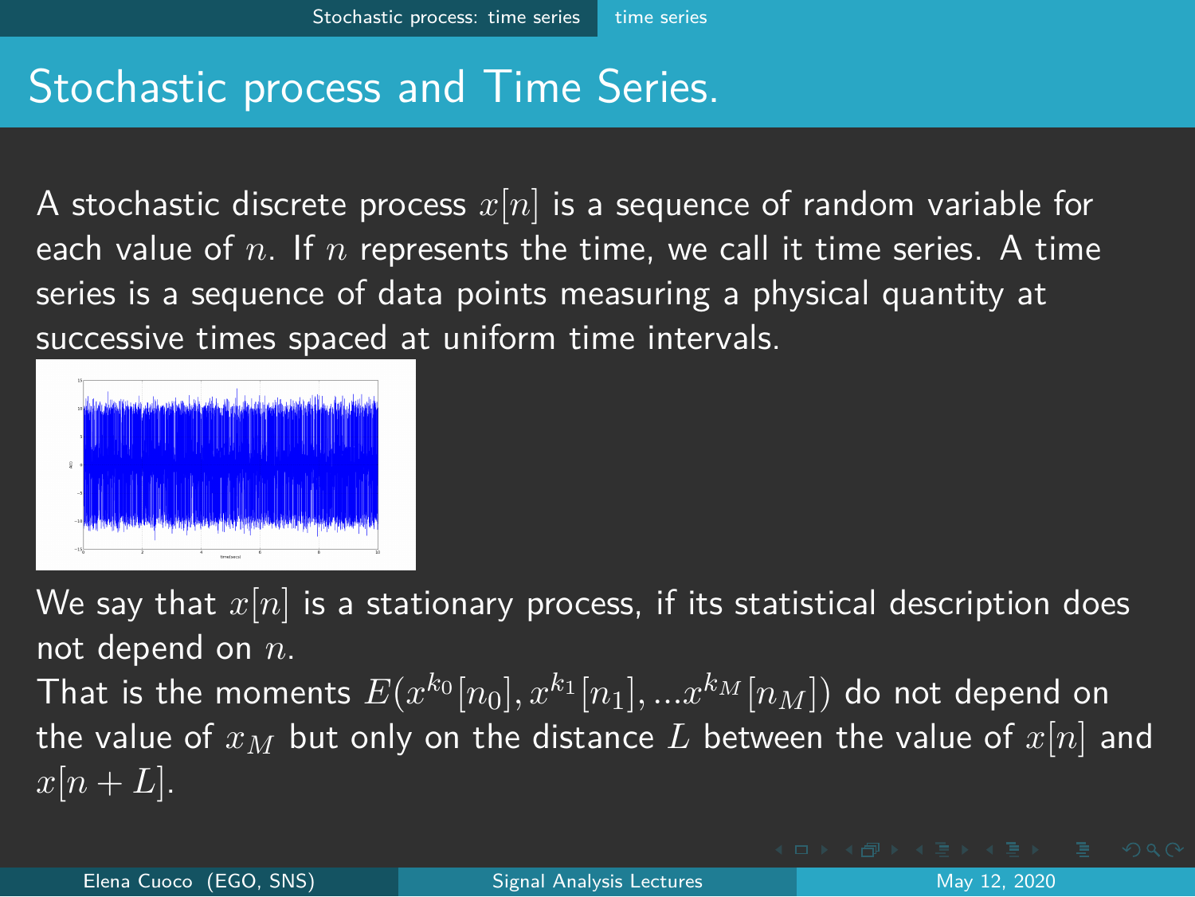# Stochastic process and Time Series.

A stochastic discrete process $x[n]$ is a sequence of random variable for each value of $n$. If $n$ represents the time, we call it time series. A time series is a sequence of data points measuring a physical quantity at successive times spaced at uniform time intervals.

We say that $x[n]$ is a stationary process, if its statistical description does not depend on $n$.
That is the moments $E(x^{k_0}[n_0], x^{k_1}[n_1], ...x^{k_M}[n_M])$ do not depend on the value of $x_M$ but only on the distance $L$ between the value of $x[n]$ and $x[n+L]$.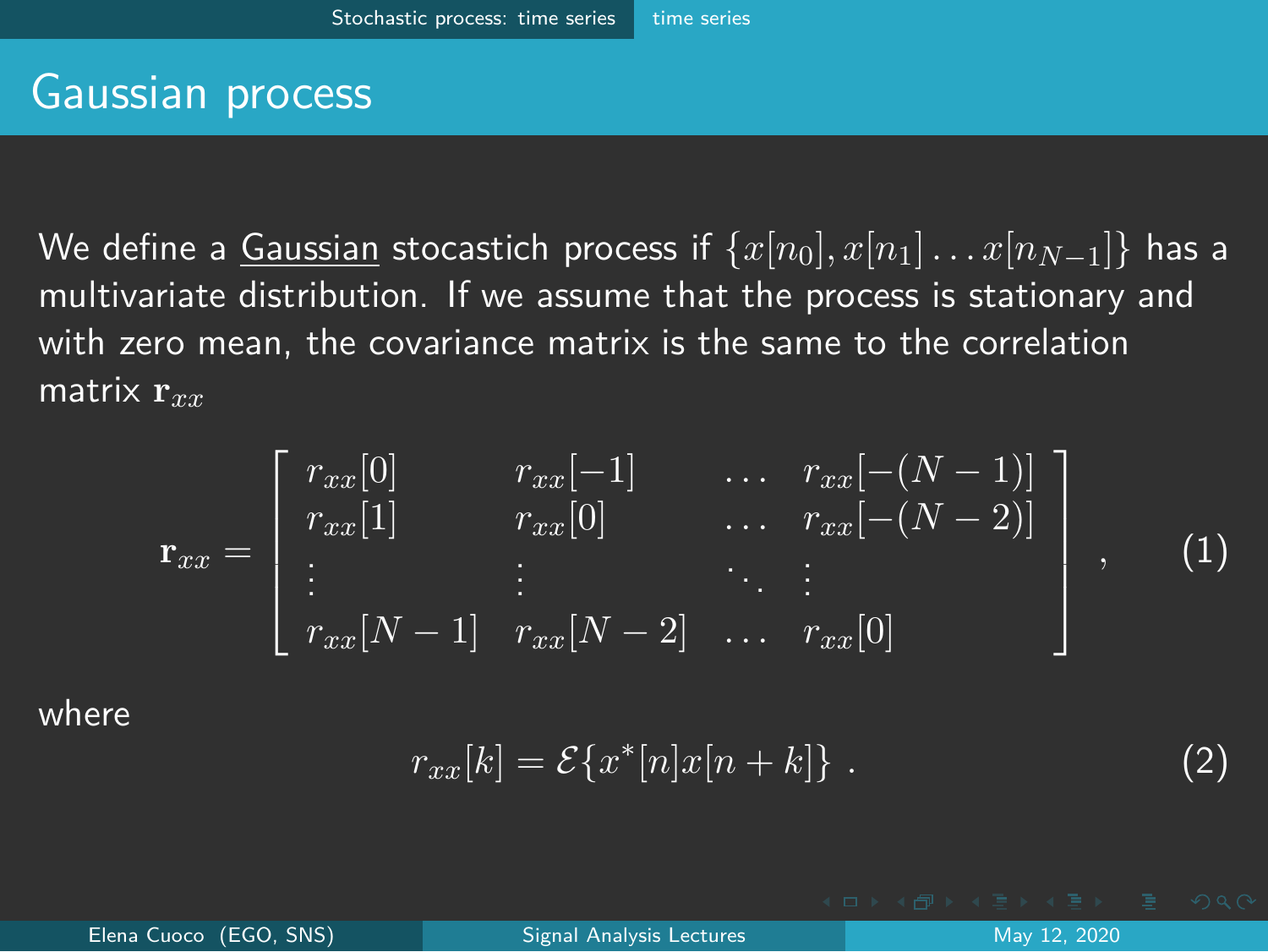# Gaussian process

We define a Gaussian stocastich process if $\{x[n_0], x[n_1] \dots x[n_{N-1}]\}$ has a multivariate distribution. If we assume that the process is stationary and with zero mean, the covariance matrix is the same to the correlation matrix $\mathbf{r}_{xx}$

$$
\mathbf{r}_{xx} = \begin{bmatrix} r_{xx}[0] & r_{xx}[-1] & \dots & r_{xx}[-(N-1)] \\ r_{xx}[1] & r_{xx}[0] & \dots & r_{xx}[-(N-2)] \\ \vdots & \vdots & \ddots & \vdots \\ r_{xx}[N-1] & r_{xx}[N-2] & \dots & r_{xx}[0] \end{bmatrix} , \qquad (1)
$$

where

$$
r_{xx}[k] = \mathcal{E}\{x^*[n]x[n+k]\} \; . \qquad (2)
$$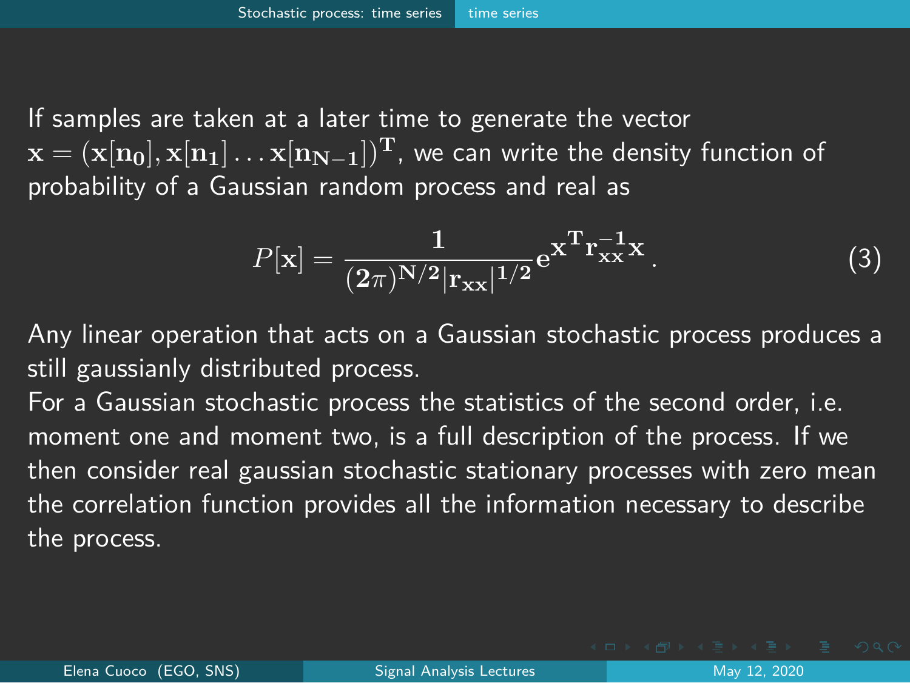If samples are taken at a later time to generate the vector $\mathbf{x} = (\mathbf{x}[\mathbf{n_0}], \mathbf{x}[\mathbf{n_1}] \ldots \mathbf{x}[\mathbf{n_{N-1}}])^{\mathbf{T}}$, we can write the density function of probability of a Gaussian random process and real as

$$P[\mathbf{x}] = \frac{\mathbf{1}}{(\mathbf{2}\pi)^{\mathbf{N/2}} |\mathbf{r_{xx}}|^{\mathbf{1/2}}} \mathbf{e}^{\mathbf{x}^{\mathbf{T}} \mathbf{r}_{\mathbf{xx}}^{-\mathbf{1}} \mathbf{x}} . \tag{3}$$

Any linear operation that acts on a Gaussian stochastic process produces a still gaussianly distributed process.

For a Gaussian stochastic process the statistics of the second order, i.e. moment one and moment two, is a full description of the process. If we then consider real gaussian stochastic stationary processes with zero mean the correlation function provides all the information necessary to describe the process.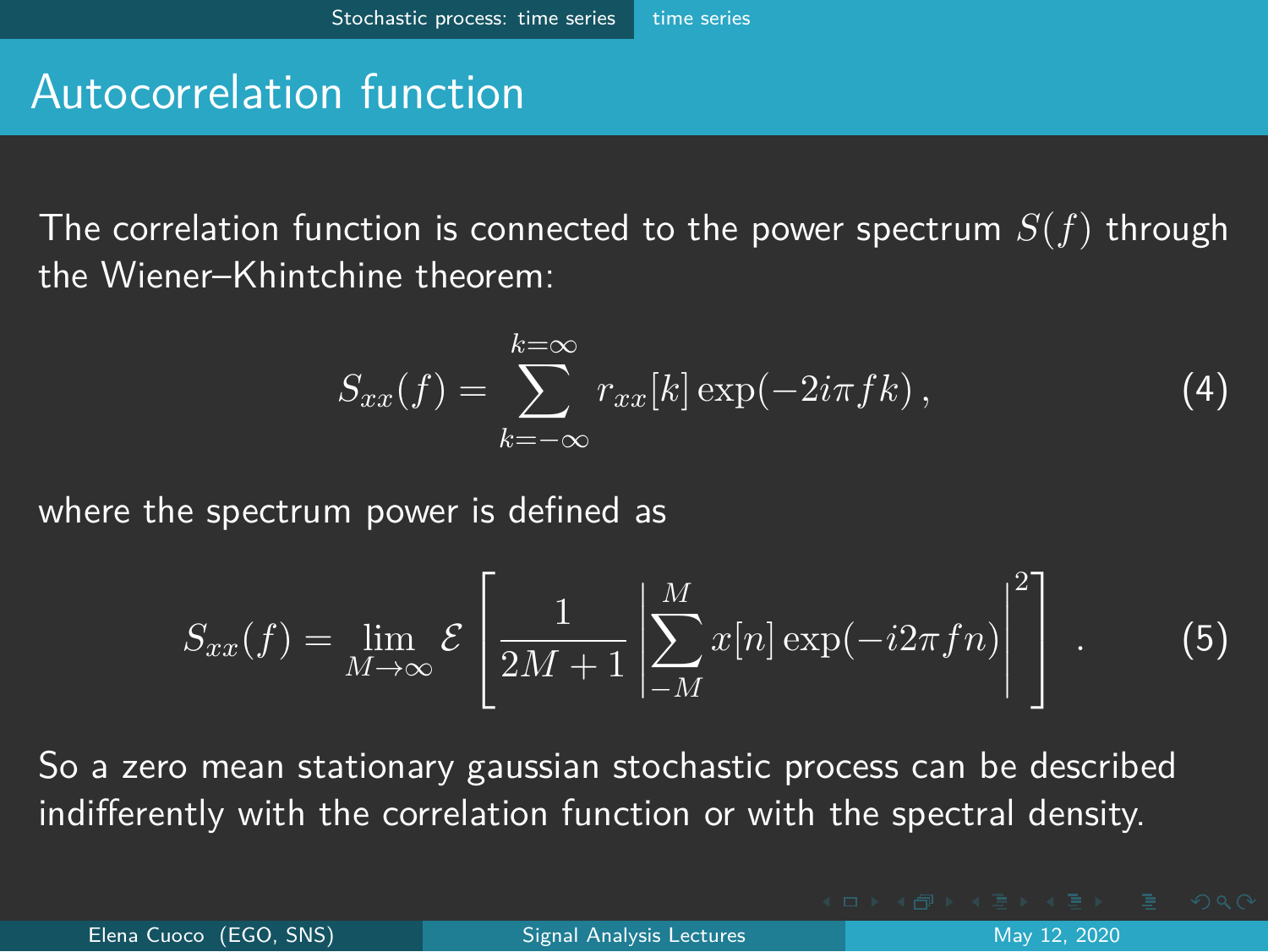## Autocorrelation function

The correlation function is connected to the power spectrum $S(f)$ through the Wiener–Khintchine theorem:

$$S_{xx}(f) = \sum_{k=-\infty}^{k=\infty} r_{xx}[k] \exp(-2i\pi f k) \,, \tag{4}$$

where the spectrum power is defined as

$$S_{xx}(f) = \lim_{M \to \infty} \mathcal{E} \left[ \frac{1}{2M+1} \left| \sum_{-M}^{M} x[n] \exp(-i2\pi f n) \right|^2 \right] . \tag{5}$$

So a zero mean stationary gaussian stochastic process can be described indifferently with the correlation function or with the spectral density.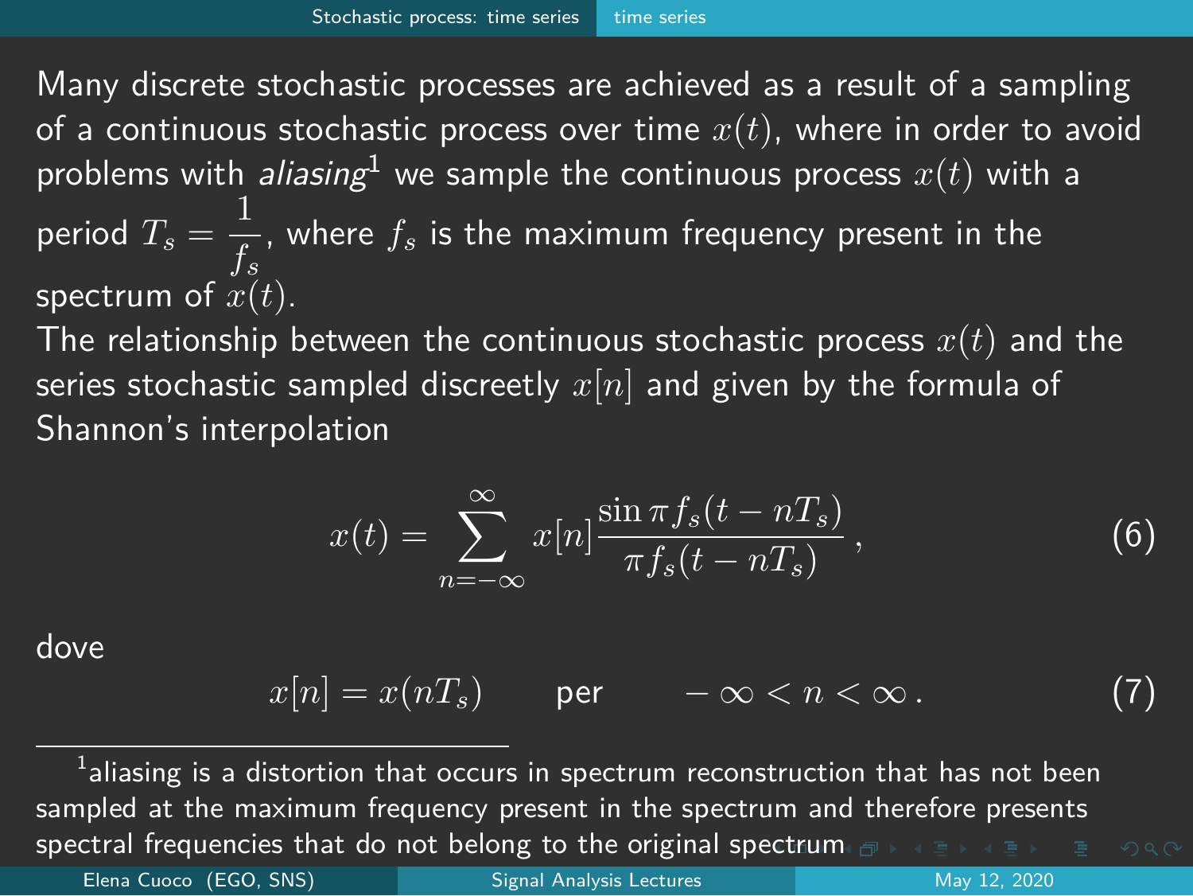Many discrete stochastic processes are achieved as a result of a sampling of a continuous stochastic process over time $x(t)$, where in order to avoid problems with *aliasing*[1] we sample the continuous process $x(t)$ with a period $T_s = \frac{1}{f_s}$, where $f_s$ is the maximum frequency present in the spectrum of $x(t)$.

The relationship between the continuous stochastic process $x(t)$ and the series stochastic sampled discreetly $x[n]$ and given by the formula of Shannon's interpolation

$$x(t) = \sum_{n=-\infty}^{\infty} x[n] \frac{\sin \pi f_s (t - nT_s)}{\pi f_s (t - nT_s)}, \tag{6}$$

dove

$$x[n] = x(nT_s) \qquad \text{per} \qquad -\infty < n < \infty. \tag{7}$$

[1] aliasing is a distortion that occurs in spectrum reconstruction that has not been sampled at the maximum frequency present in the spectrum and therefore presents spectral frequencies that do not belong to the original spectrum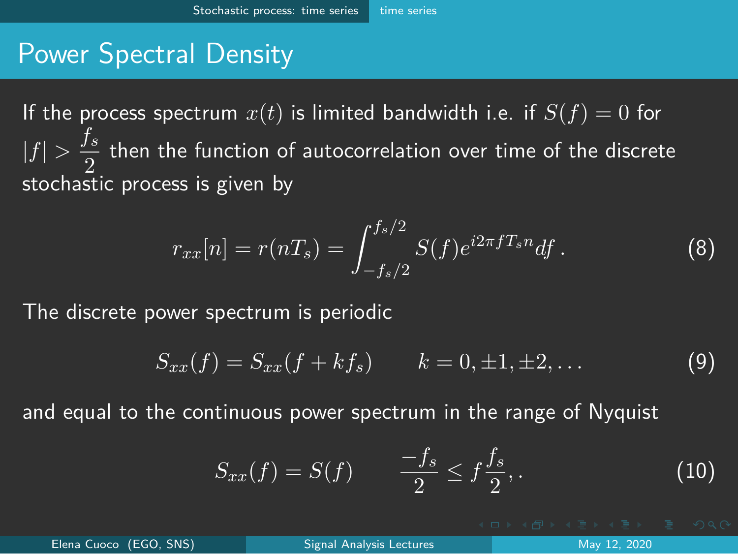# Power Spectral Density

If the process spectrum $x(t)$ is limited bandwidth i.e. if $S(f) = 0$ for $|f| > \frac{f_s}{2}$ then the function of autocorrelation over time of the discrete stochastic process is given by

$$r_{xx}[n] = r(nT_s) = \int_{-f_s/2}^{f_s/2} S(f) e^{i2\pi f T_s n} df \, . \tag{8}$$

The discrete power spectrum is periodic

$$S_{xx}(f) = S_{xx}(f + k f_s) \qquad k = 0, \pm 1, \pm 2, \ldots \tag{9}$$

and equal to the continuous power spectrum in the range of Nyquist

$$S_{xx}(f) = S(f) \qquad \frac{-f_s}{2} \leq f \frac{f_s}{2}, . \tag{10}$$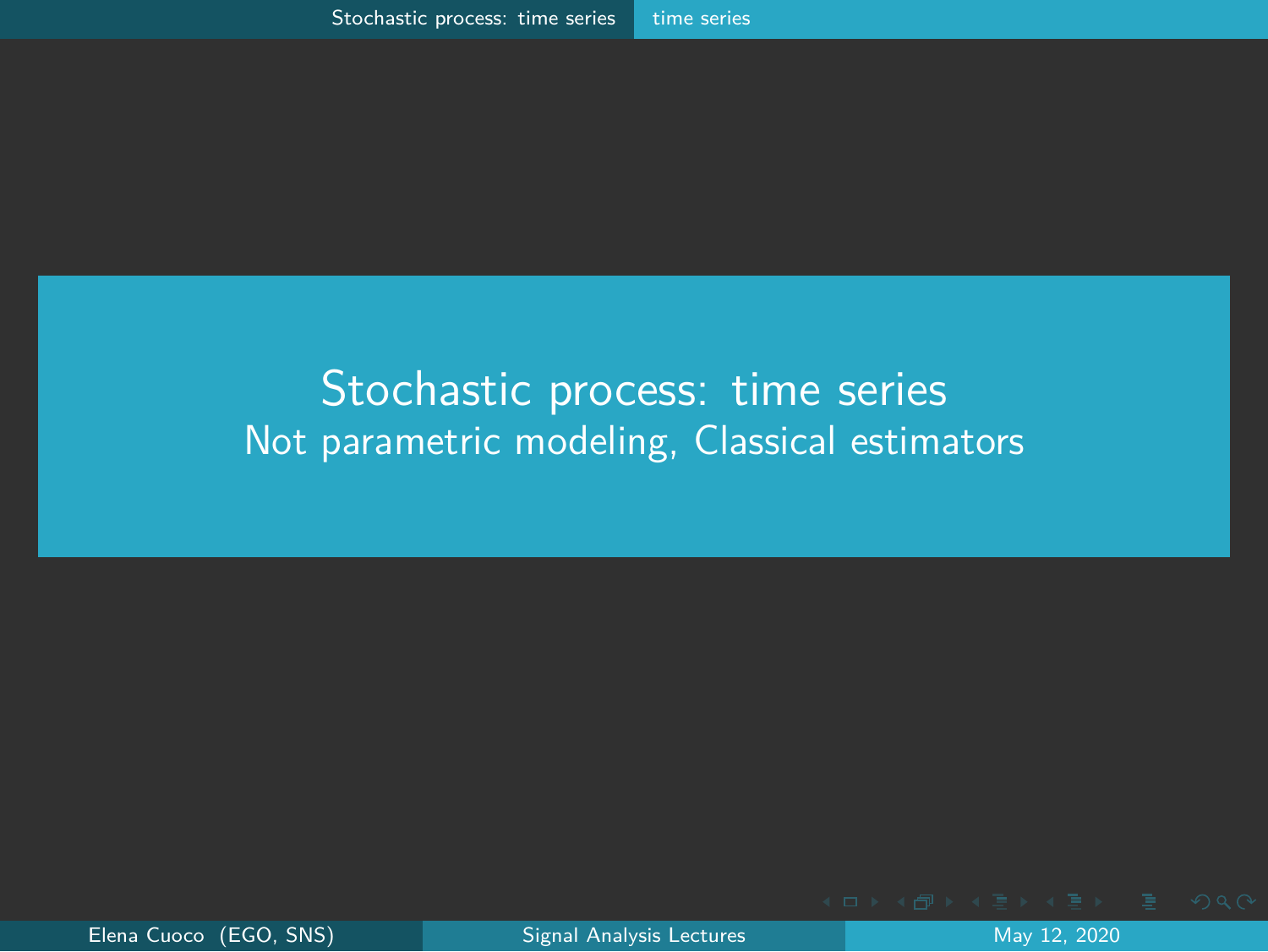# Stochastic process: time series

## Not parametric modeling, Classical estimators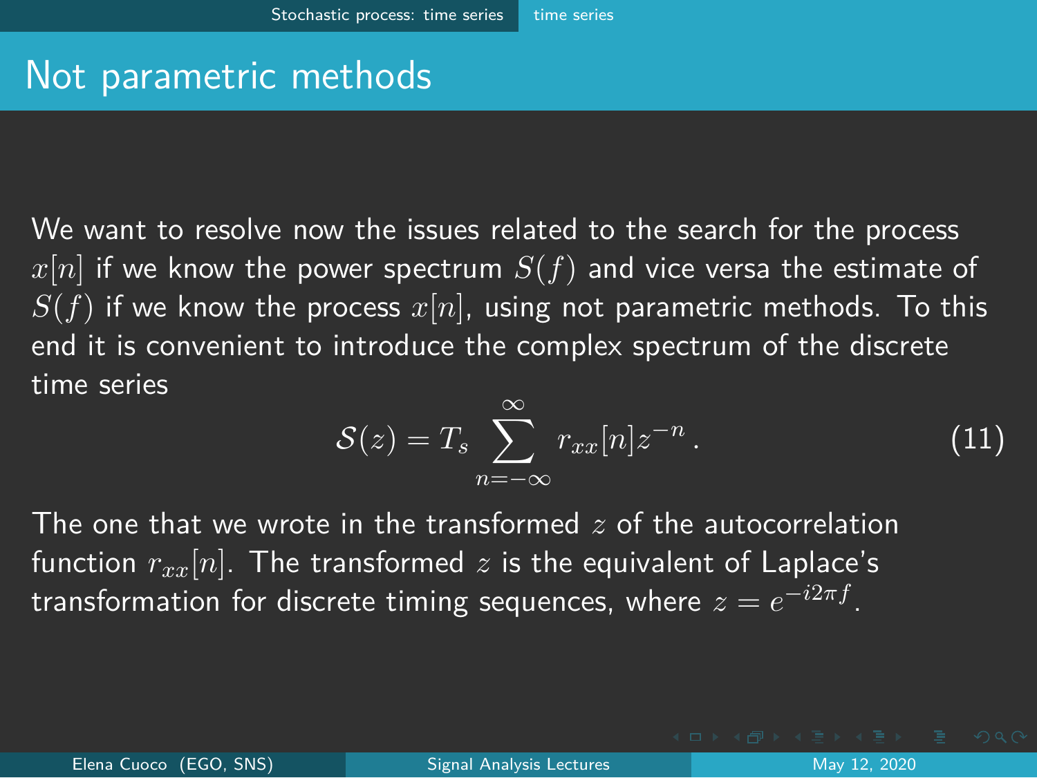# Not parametric methods

We want to resolve now the issues related to the search for the process $x[n]$ if we know the power spectrum $S(f)$ and vice versa the estimate of $S(f)$ if we know the process $x[n]$, using not parametric methods. To this end it is convenient to introduce the complex spectrum of the discrete time series

$$\mathcal{S}(z) = T_s \sum_{n=-\infty}^{\infty} r_{xx}[n] z^{-n} \,. \tag{11}$$

The one that we wrote in the transformed $z$ of the autocorrelation function $r_{xx}[n]$. The transformed $z$ is the equivalent of Laplace's transformation for discrete timing sequences, where $z = e^{-i2\pi f}$.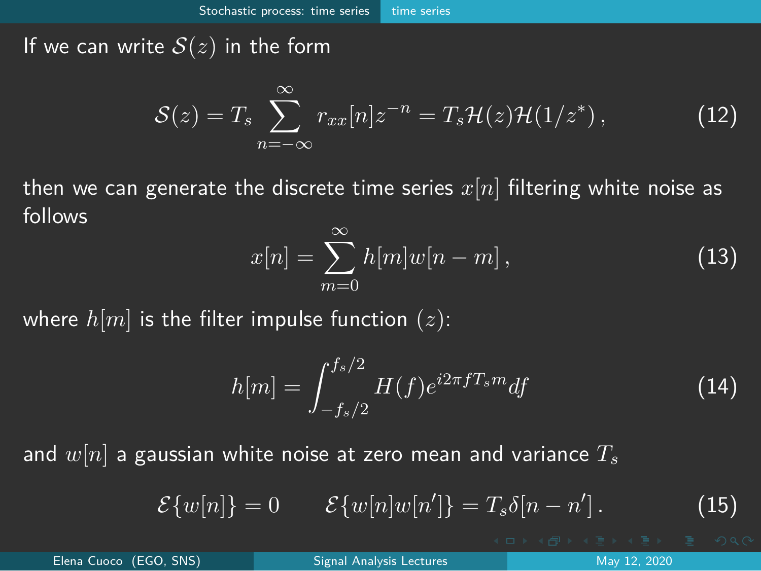If we can write $\mathcal{S}(z)$ in the form

$$\mathcal{S}(z) = T_s \sum_{n=-\infty}^{\infty} r_{xx}[n] z^{-n} = T_s \mathcal{H}(z)\mathcal{H}(1/z^*) \,, \tag{12}$$

then we can generate the discrete time series $x[n]$ filtering white noise as follows

$$x[n] = \sum_{m=0}^{\infty} h[m] w[n-m] \,, \tag{13}$$

where $h[m]$ is the filter impulse function $(z)$:

$$h[m] = \int_{-f_s/2}^{f_s/2} H(f) e^{i2\pi f T_s m} df \tag{14}$$

and $w[n]$ a gaussian white noise at zero mean and variance $T_s$

$$\mathcal{E}\{w[n]\} = 0 \qquad \mathcal{E}\{w[n]w[n']\} = T_s \delta[n-n'] \,. \tag{15}$$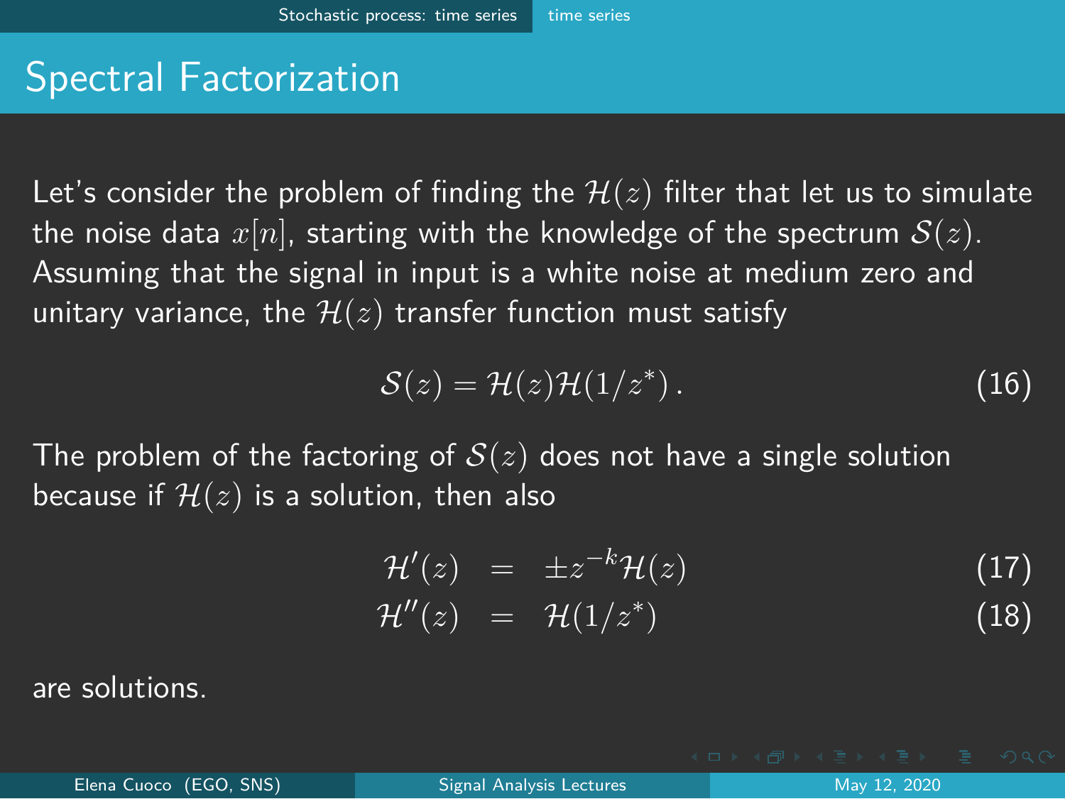# Spectral Factorization

Let's consider the problem of finding the $\mathcal{H}(z)$ filter that let us to simulate the noise data $x[n]$, starting with the knowledge of the spectrum $\mathcal{S}(z)$. Assuming that the signal in input is a white noise at medium zero and unitary variance, the $\mathcal{H}(z)$ transfer function must satisfy

$$\mathcal{S}(z) = \mathcal{H}(z)\mathcal{H}(1/z^*)\,. \tag{16}$$

The problem of the factoring of $\mathcal{S}(z)$ does not have a single solution because if $\mathcal{H}(z)$ is a solution, then also

$$\mathcal{H}'(z) = \pm z^{-k}\mathcal{H}(z) \tag{17}$$

$$\mathcal{H}''(z) = \mathcal{H}(1/z^*) \tag{18}$$

are solutions.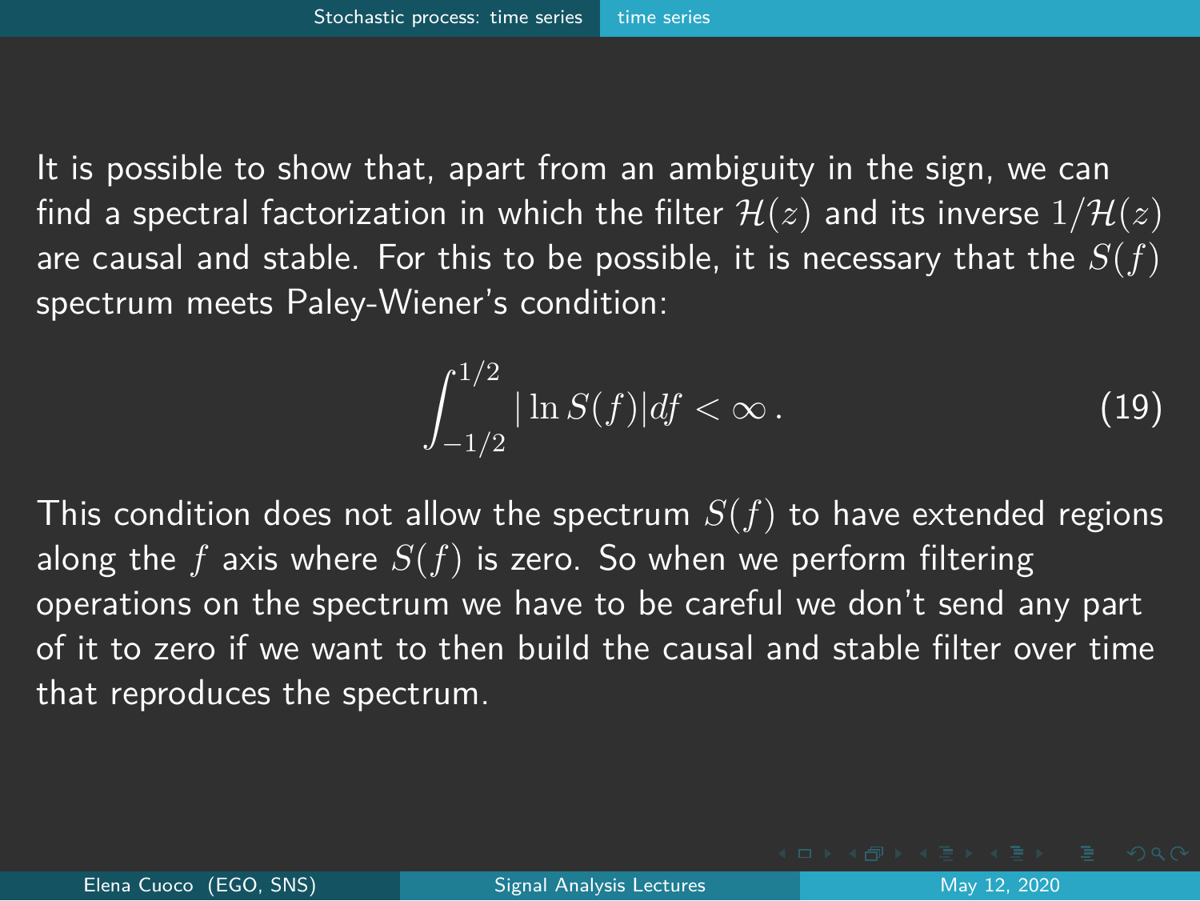It is possible to show that, apart from an ambiguity in the sign, we can find a spectral factorization in which the filter $\mathcal{H}(z)$ and its inverse $1/\mathcal{H}(z)$ are causal and stable. For this to be possible, it is necessary that the $S(f)$ spectrum meets Paley-Wiener's condition:

$$\int_{-1/2}^{1/2} |\ln S(f)| df < \infty \,. \tag{19}$$

This condition does not allow the spectrum $S(f)$ to have extended regions along the $f$ axis where $S(f)$ is zero. So when we perform filtering operations on the spectrum we have to be careful we don't send any part of it to zero if we want to then build the causal and stable filter over time that reproduces the spectrum.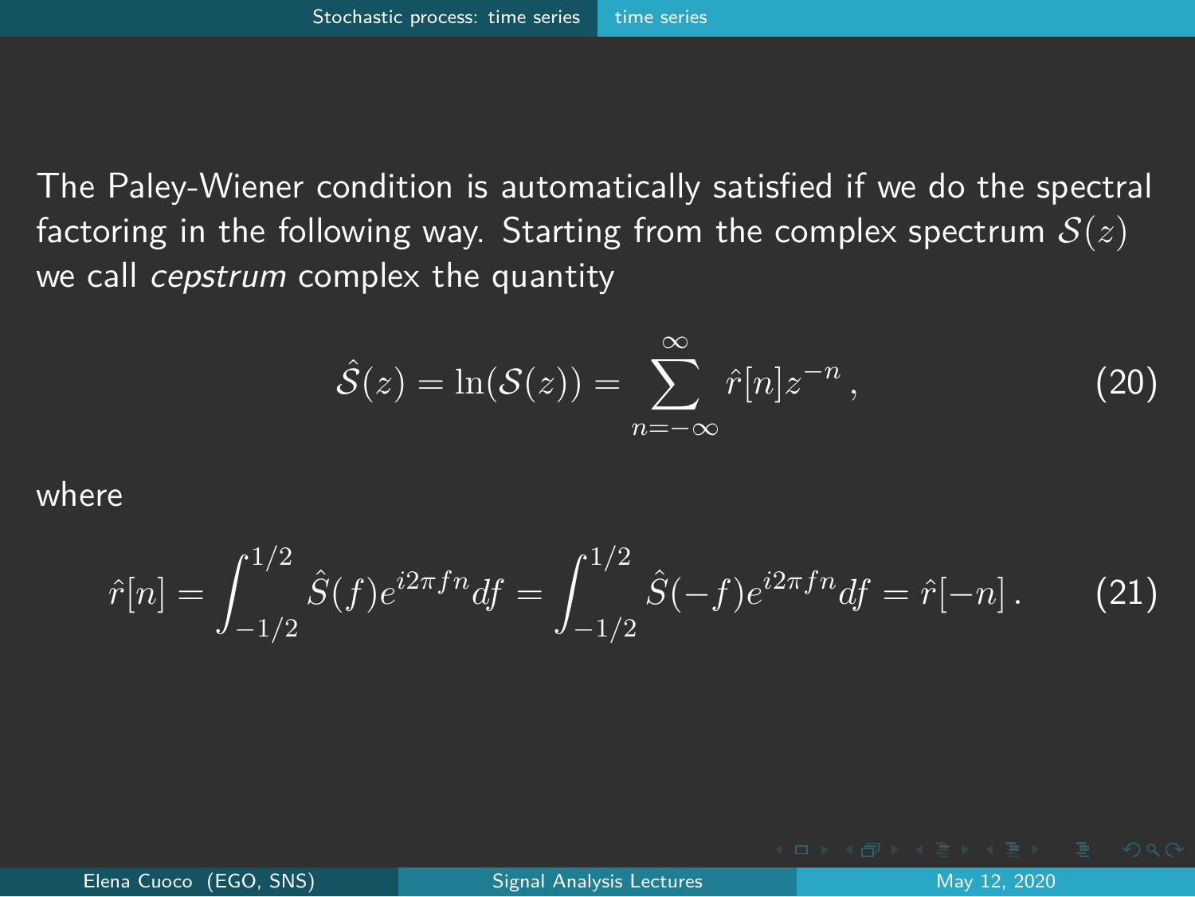The Paley-Wiener condition is automatically satisfied if we do the spectral factoring in the following way. Starting from the complex spectrum $\mathcal{S}(z)$ we call *cepstrum* complex the quantity

$$\hat{\mathcal{S}}(z) = \ln(\mathcal{S}(z)) = \sum_{n=-\infty}^{\infty} \hat{r}[n] z^{-n} \,, \tag{20}$$

where

$$\hat{r}[n] = \int_{-1/2}^{1/2} \hat{S}(f) e^{i2\pi f n} df = \int_{-1/2}^{1/2} \hat{S}(-f) e^{i2\pi f n} df = \hat{r}[-n] \,. \tag{21}$$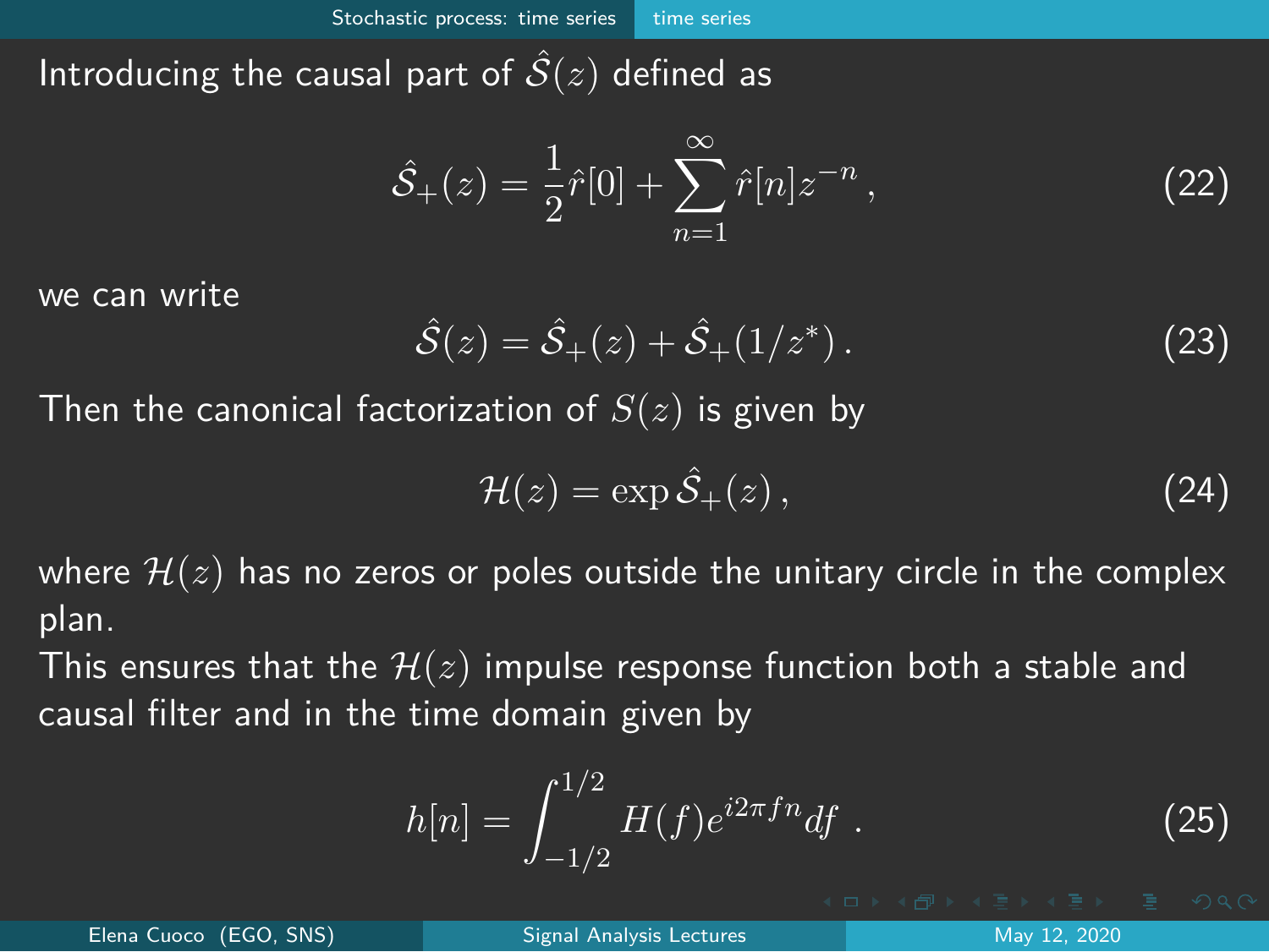Introducing the causal part of $\hat{\mathcal{S}}(z)$ defined as

$$\hat{\mathcal{S}}_+(z) = \frac{1}{2}\hat{r}[0] + \sum_{n=1}^{\infty} \hat{r}[n] z^{-n}\,, \tag{22}$$

we can write

$$\hat{\mathcal{S}}(z) = \hat{\mathcal{S}}_+(z) + \hat{\mathcal{S}}_+(1/z^*)\,. \tag{23}$$

Then the canonical factorization of $S(z)$ is given by

$$\mathcal{H}(z) = \exp \hat{\mathcal{S}}_+(z)\,, \tag{24}$$

where $\mathcal{H}(z)$ has no zeros or poles outside the unitary circle in the complex plan.

This ensures that the $\mathcal{H}(z)$ impulse response function both a stable and causal filter and in the time domain given by

$$h[n] = \int_{-1/2}^{1/2} H(f) e^{i2\pi f n} df\ . \tag{25}$$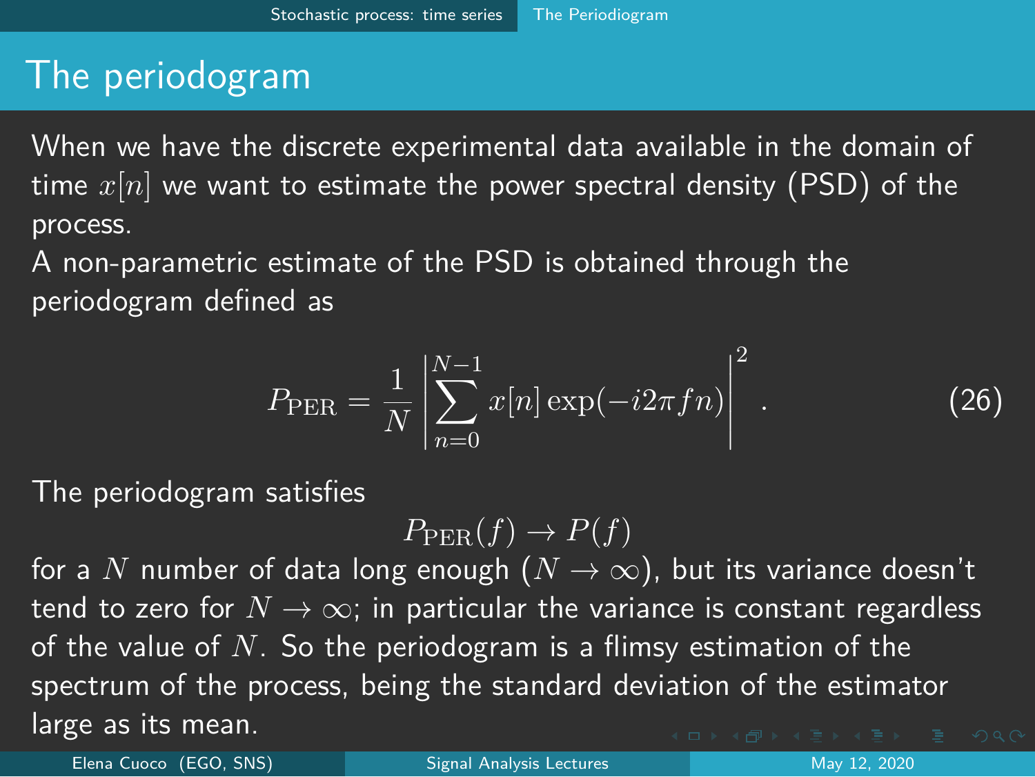# The periodogram

When we have the discrete experimental data available in the domain of time $x[n]$ we want to estimate the power spectral density (PSD) of the process.
A non-parametric estimate of the PSD is obtained through the periodogram defined as

$$P_{\text{PER}} = \frac{1}{N} \left| \sum_{n=0}^{N-1} x[n] \exp(-i2\pi f n) \right|^2 . \tag{26}$$

The periodogram satisfies

$$P_{\text{PER}}(f) \rightarrow P(f)$$

for a $N$ number of data long enough ($N \rightarrow \infty$), but its variance doesn't tend to zero for $N \rightarrow \infty$; in particular the variance is constant regardless of the value of $N$. So the periodogram is a flimsy estimation of the spectrum of the process, being the standard deviation of the estimator large as its mean.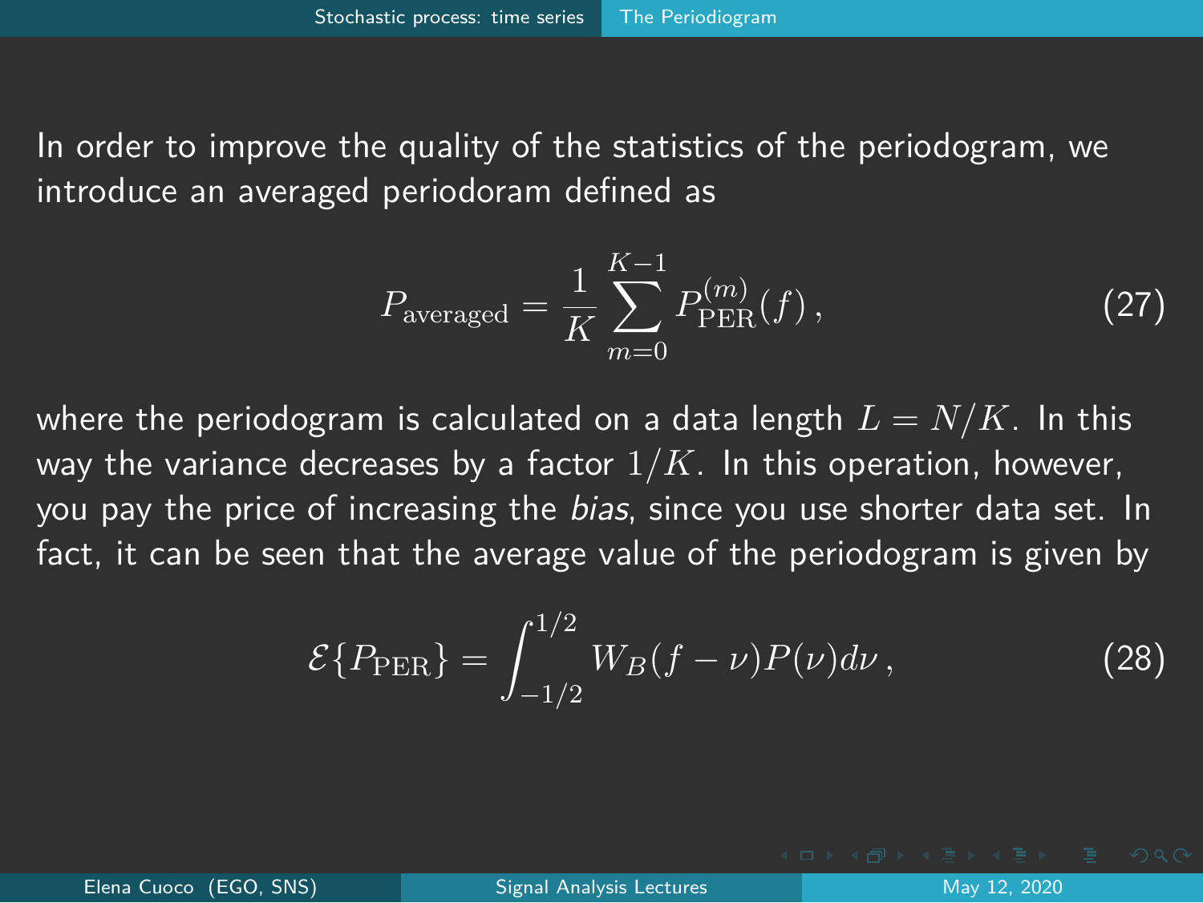In order to improve the quality of the statistics of the periodogram, we introduce an averaged periodoram defined as

$$P_{\text{averaged}} = \frac{1}{K} \sum_{m=0}^{K-1} P_{\text{PER}}^{(m)}(f)\,, \tag{27}$$

where the periodogram is calculated on a data length $L = N/K$. In this way the variance decreases by a factor $1/K$. In this operation, however, you pay the price of increasing the *bias*, since you use shorter data set. In fact, it can be seen that the average value of the periodogram is given by

$$\mathcal{E}\{P_{\text{PER}}\} = \int_{-1/2}^{1/2} W_B(f-\nu)P(\nu)d\nu\,, \tag{28}$$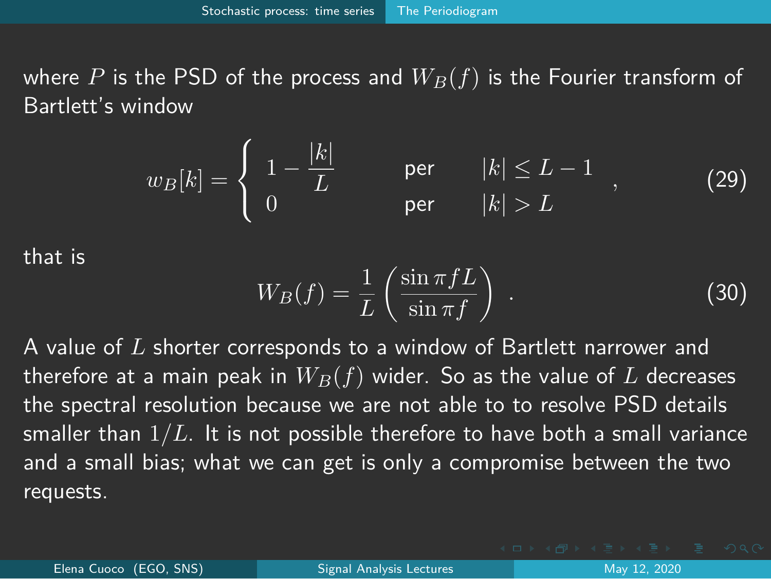where $P$ is the PSD of the process and $W_B(f)$ is the Fourier transform of Bartlett's window

$$
w_B[k] = \begin{cases} 1 - \dfrac{|k|}{L} & \text{per} \quad |k| \leq L-1 \\ 0 & \text{per} \quad |k| > L \end{cases} , \tag{29}
$$

that is

$$
W_B(f) = \frac{1}{L} \left( \frac{\sin \pi f L}{\sin \pi f} \right) . \tag{30}
$$

A value of $L$ shorter corresponds to a window of Bartlett narrower and therefore at a main peak in $W_B(f)$ wider. So as the value of $L$ decreases the spectral resolution because we are not able to to resolve PSD details smaller than $1/L$. It is not possible therefore to have both a small variance and a small bias; what we can get is only a compromise between the two requests.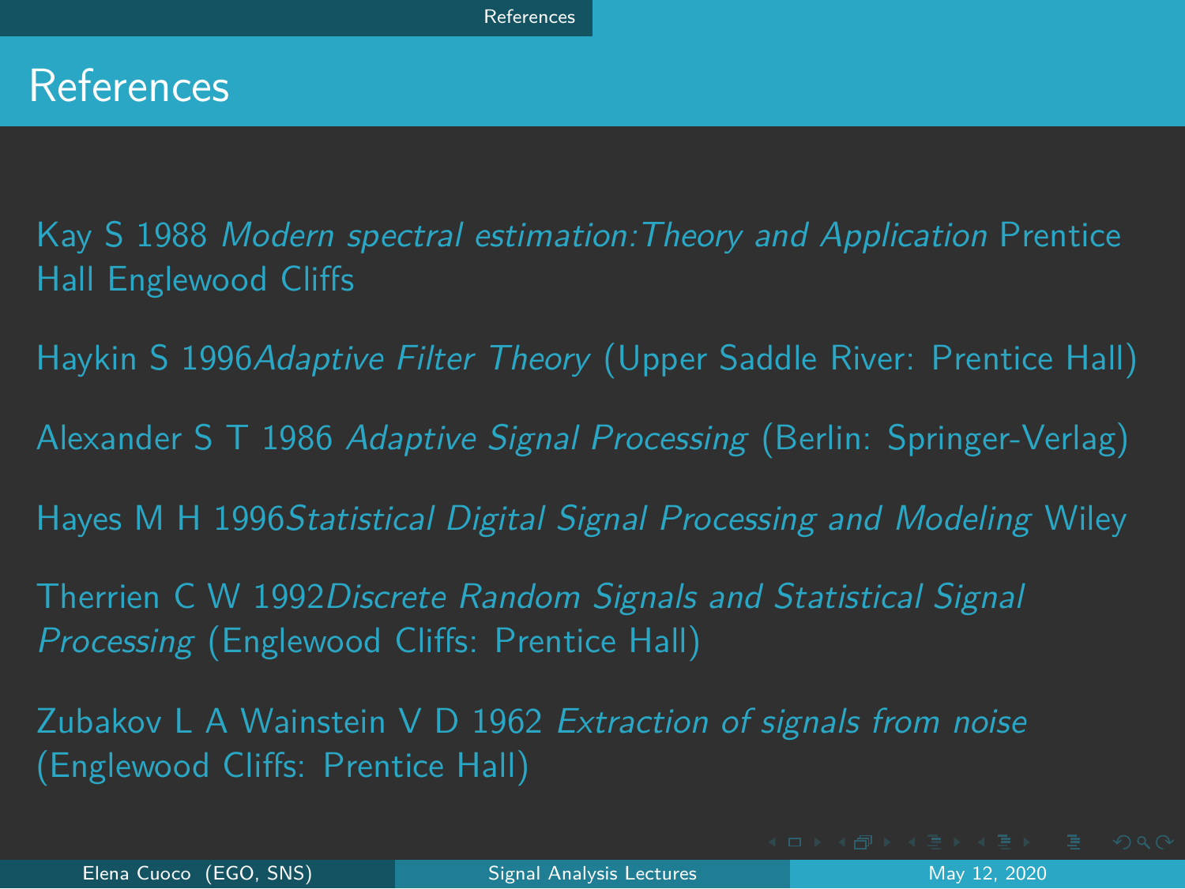# References

Kay S 1988 *Modern spectral estimation:Theory and Application* Prentice Hall Englewood Cliffs

Haykin S 1996*Adaptive Filter Theory* (Upper Saddle River: Prentice Hall)

Alexander S T 1986 *Adaptive Signal Processing* (Berlin: Springer-Verlag)

Hayes M H 1996*Statistical Digital Signal Processing and Modeling* Wiley

Therrien C W 1992*Discrete Random Signals and Statistical Signal Processing* (Englewood Cliffs: Prentice Hall)

Zubakov L A Wainstein V D 1962 *Extraction of signals from noise* (Englewood Cliffs: Prentice Hall)